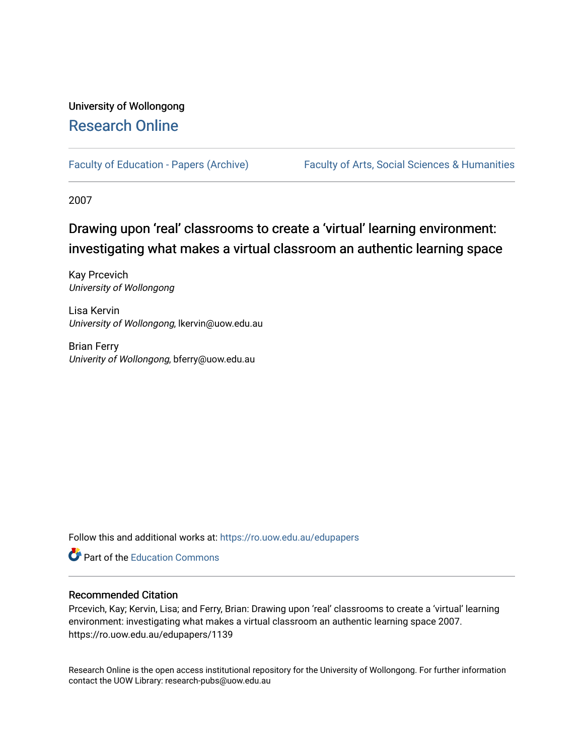University of Wollongong

# Research Online

Faculty of Education - Papers (Archive)

Faculty of Arts, Social Sciences & Humanities

2007

## Drawing upon ‘real’ classrooms to create a ‘virtual’ learning environment: investigating what makes a virtual classroom an authentic learning space

Kay Prcevich
*University of Wollongong*

Lisa Kervin
*University of Wollongong*, lkervin@uow.edu.au

Brian Ferry
*Univerity of Wollongong*, bferry@uow.edu.au

Follow this and additional works at: https://ro.uow.edu.au/edupapers

Part of the Education Commons

### Recommended Citation

Prcevich, Kay; Kervin, Lisa; and Ferry, Brian: Drawing upon ‘real’ classrooms to create a ‘virtual’ learning environment: investigating what makes a virtual classroom an authentic learning space 2007. https://ro.uow.edu.au/edupapers/1139

Research Online is the open access institutional repository for the University of Wollongong. For further information contact the UOW Library: research-pubs@uow.edu.au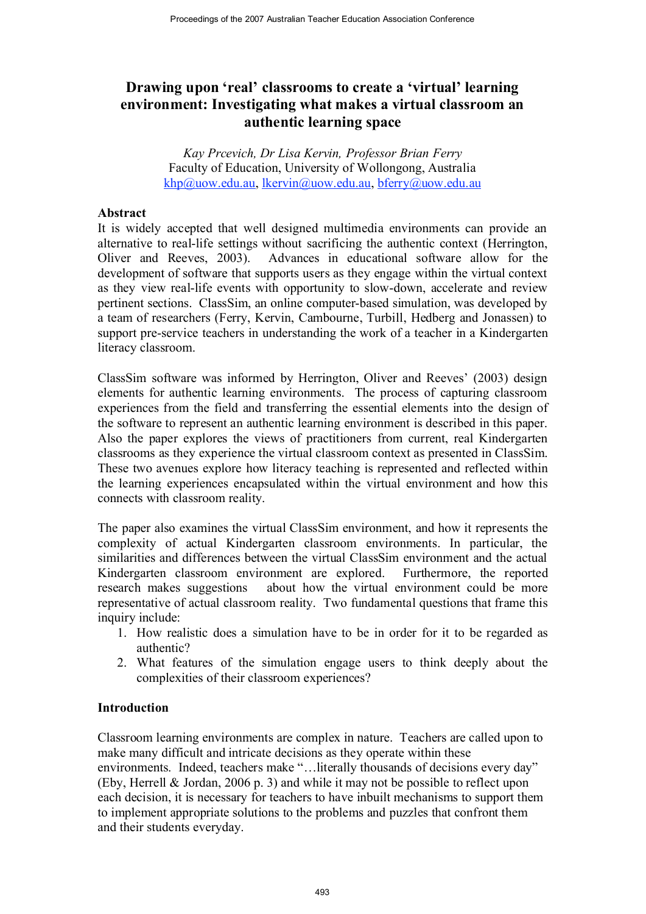# Drawing upon 'real' classrooms to create a 'virtual' learning environment: Investigating what makes a virtual classroom an authentic learning space

*Kay Prcevich, Dr Lisa Kervin, Professor Brian Ferry*
Faculty of Education, University of Wollongong, Australia
khp@uow.edu.au, lkervin@uow.edu.au, bferry@uow.edu.au

## Abstract

It is widely accepted that well designed multimedia environments can provide an alternative to real-life settings without sacrificing the authentic context (Herrington, Oliver and Reeves, 2003). Advances in educational software allow for the development of software that supports users as they engage within the virtual context as they view real-life events with opportunity to slow-down, accelerate and review pertinent sections. ClassSim, an online computer-based simulation, was developed by a team of researchers (Ferry, Kervin, Cambourne, Turbill, Hedberg and Jonassen) to support pre-service teachers in understanding the work of a teacher in a Kindergarten literacy classroom.

ClassSim software was informed by Herrington, Oliver and Reeves' (2003) design elements for authentic learning environments. The process of capturing classroom experiences from the field and transferring the essential elements into the design of the software to represent an authentic learning environment is described in this paper. Also the paper explores the views of practitioners from current, real Kindergarten classrooms as they experience the virtual classroom context as presented in ClassSim. These two avenues explore how literacy teaching is represented and reflected within the learning experiences encapsulated within the virtual environment and how this connects with classroom reality.

The paper also examines the virtual ClassSim environment, and how it represents the complexity of actual Kindergarten classroom environments. In particular, the similarities and differences between the virtual ClassSim environment and the actual Kindergarten classroom environment are explored. Furthermore, the reported research makes suggestions about how the virtual environment could be more representative of actual classroom reality. Two fundamental questions that frame this inquiry include:

1. How realistic does a simulation have to be in order for it to be regarded as authentic?
2. What features of the simulation engage users to think deeply about the complexities of their classroom experiences?

## Introduction

Classroom learning environments are complex in nature. Teachers are called upon to make many difficult and intricate decisions as they operate within these environments. Indeed, teachers make "…literally thousands of decisions every day" (Eby, Herrell & Jordan, 2006 p. 3) and while it may not be possible to reflect upon each decision, it is necessary for teachers to have inbuilt mechanisms to support them to implement appropriate solutions to the problems and puzzles that confront them and their students everyday.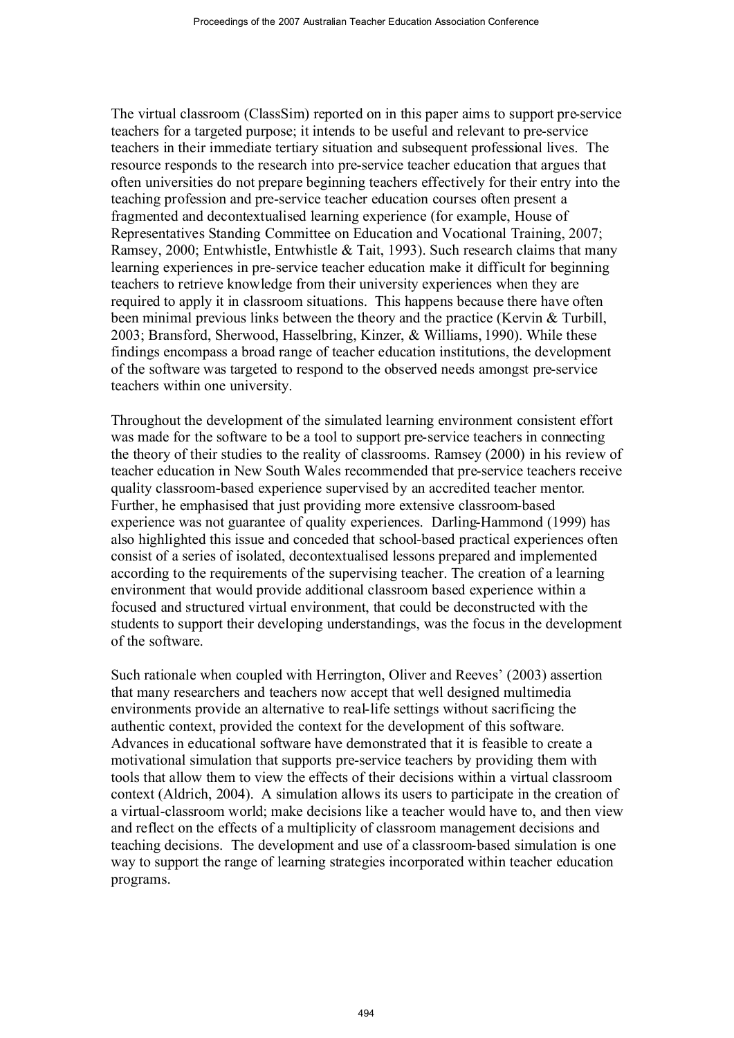The virtual classroom (ClassSim) reported on in this paper aims to support pre-service teachers for a targeted purpose; it intends to be useful and relevant to pre-service teachers in their immediate tertiary situation and subsequent professional lives. The resource responds to the research into pre-service teacher education that argues that often universities do not prepare beginning teachers effectively for their entry into the teaching profession and pre-service teacher education courses often present a fragmented and decontextualised learning experience (for example, House of Representatives Standing Committee on Education and Vocational Training, 2007; Ramsey, 2000; Entwhistle, Entwhistle & Tait, 1993). Such research claims that many learning experiences in pre-service teacher education make it difficult for beginning teachers to retrieve knowledge from their university experiences when they are required to apply it in classroom situations. This happens because there have often been minimal previous links between the theory and the practice (Kervin & Turbill, 2003; Bransford, Sherwood, Hasselbring, Kinzer, & Williams, 1990). While these findings encompass a broad range of teacher education institutions, the development of the software was targeted to respond to the observed needs amongst pre-service teachers within one university.

Throughout the development of the simulated learning environment consistent effort was made for the software to be a tool to support pre-service teachers in connecting the theory of their studies to the reality of classrooms. Ramsey (2000) in his review of teacher education in New South Wales recommended that pre-service teachers receive quality classroom-based experience supervised by an accredited teacher mentor. Further, he emphasised that just providing more extensive classroom-based experience was not guarantee of quality experiences. Darling-Hammond (1999) has also highlighted this issue and conceded that school-based practical experiences often consist of a series of isolated, decontextualised lessons prepared and implemented according to the requirements of the supervising teacher. The creation of a learning environment that would provide additional classroom based experience within a focused and structured virtual environment, that could be deconstructed with the students to support their developing understandings, was the focus in the development of the software.

Such rationale when coupled with Herrington, Oliver and Reeves' (2003) assertion that many researchers and teachers now accept that well designed multimedia environments provide an alternative to real-life settings without sacrificing the authentic context, provided the context for the development of this software. Advances in educational software have demonstrated that it is feasible to create a motivational simulation that supports pre-service teachers by providing them with tools that allow them to view the effects of their decisions within a virtual classroom context (Aldrich, 2004). A simulation allows its users to participate in the creation of a virtual-classroom world; make decisions like a teacher would have to, and then view and reflect on the effects of a multiplicity of classroom management decisions and teaching decisions. The development and use of a classroom-based simulation is one way to support the range of learning strategies incorporated within teacher education programs.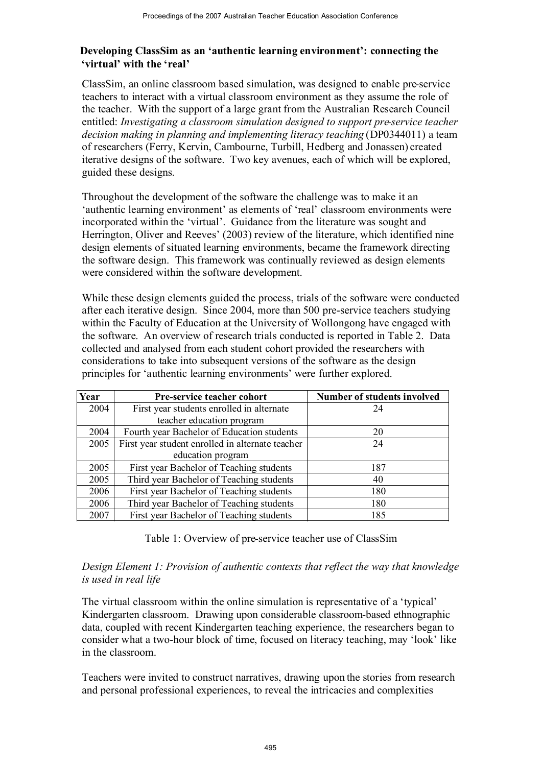## Developing ClassSim as an 'authentic learning environment': connecting the 'virtual' with the 'real'

ClassSim, an online classroom based simulation, was designed to enable pre-service teachers to interact with a virtual classroom environment as they assume the role of the teacher. With the support of a large grant from the Australian Research Council entitled: *Investigating a classroom simulation designed to support pre-service teacher decision making in planning and implementing literacy teaching* (DP0344011) a team of researchers (Ferry, Kervin, Cambourne, Turbill, Hedberg and Jonassen) created iterative designs of the software. Two key avenues, each of which will be explored, guided these designs.

Throughout the development of the software the challenge was to make it an 'authentic learning environment' as elements of 'real' classroom environments were incorporated within the 'virtual'. Guidance from the literature was sought and Herrington, Oliver and Reeves' (2003) review of the literature, which identified nine design elements of situated learning environments, became the framework directing the software design. This framework was continually reviewed as design elements were considered within the software development.

While these design elements guided the process, trials of the software were conducted after each iterative design. Since 2004, more than 500 pre-service teachers studying within the Faculty of Education at the University of Wollongong have engaged with the software. An overview of research trials conducted is reported in Table 2. Data collected and analysed from each student cohort provided the researchers with considerations to take into subsequent versions of the software as the design principles for 'authentic learning environments' were further explored.

| Year | Pre-service teacher cohort | Number of students involved |
|---|---|---|
| 2004 | First year students enrolled in alternate teacher education program | 24 |
| 2004 | Fourth year Bachelor of Education students | 20 |
| 2005 | First year student enrolled in alternate teacher education program | 24 |
| 2005 | First year Bachelor of Teaching students | 187 |
| 2005 | Third year Bachelor of Teaching students | 40 |
| 2006 | First year Bachelor of Teaching students | 180 |
| 2006 | Third year Bachelor of Teaching students | 180 |
| 2007 | First year Bachelor of Teaching students | 185 |

Table 1: Overview of pre-service teacher use of ClassSim

*Design Element 1: Provision of authentic contexts that reflect the way that knowledge is used in real life*

The virtual classroom within the online simulation is representative of a 'typical' Kindergarten classroom. Drawing upon considerable classroom-based ethnographic data, coupled with recent Kindergarten teaching experience, the researchers began to consider what a two-hour block of time, focused on literacy teaching, may 'look' like in the classroom.

Teachers were invited to construct narratives, drawing upon the stories from research and personal professional experiences, to reveal the intricacies and complexities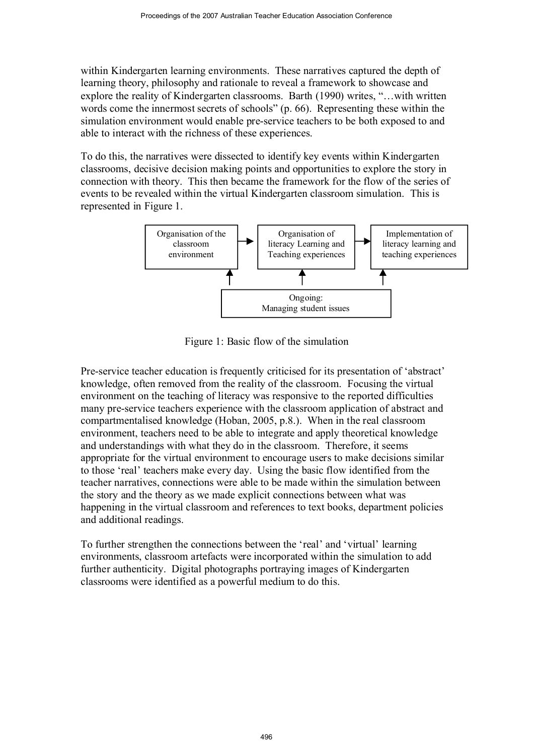within Kindergarten learning environments. These narratives captured the depth of learning theory, philosophy and rationale to reveal a framework to showcase and explore the reality of Kindergarten classrooms. Barth (1990) writes, "…with written words come the innermost secrets of schools" (p. 66). Representing these within the simulation environment would enable pre-service teachers to be both exposed to and able to interact with the richness of these experiences.

To do this, the narratives were dissected to identify key events within Kindergarten classrooms, decisive decision making points and opportunities to explore the story in connection with theory. This then became the framework for the flow of the series of events to be revealed within the virtual Kindergarten classroom simulation. This is represented in Figure 1.

```
Organisation of the     →   Organisation of           →   Implementation of
classroom                   literacy Learning and          literacy learning and
environment                 Teaching experiences           teaching experiences
      ↑                            ↑                              ↑
                    Ongoing:
                    Managing student issues
```

Figure 1: Basic flow of the simulation

Pre-service teacher education is frequently criticised for its presentation of 'abstract' knowledge, often removed from the reality of the classroom. Focusing the virtual environment on the teaching of literacy was responsive to the reported difficulties many pre-service teachers experience with the classroom application of abstract and compartmentalised knowledge (Hoban, 2005, p.8.). When in the real classroom environment, teachers need to be able to integrate and apply theoretical knowledge and understandings with what they do in the classroom. Therefore, it seems appropriate for the virtual environment to encourage users to make decisions similar to those 'real' teachers make every day. Using the basic flow identified from the teacher narratives, connections were able to be made within the simulation between the story and the theory as we made explicit connections between what was happening in the virtual classroom and references to text books, department policies and additional readings.

To further strengthen the connections between the 'real' and 'virtual' learning environments, classroom artefacts were incorporated within the simulation to add further authenticity. Digital photographs portraying images of Kindergarten classrooms were identified as a powerful medium to do this.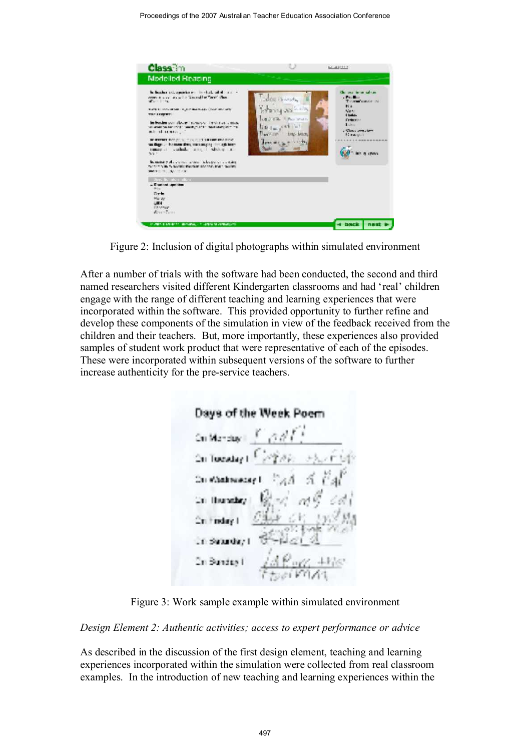Figure 2: Inclusion of digital photographs within simulated environment

After a number of trials with the software had been conducted, the second and third named researchers visited different Kindergarten classrooms and had 'real' children engage with the range of different teaching and learning experiences that were incorporated within the software. This provided opportunity to further refine and develop these components of the simulation in view of the feedback received from the children and their teachers. But, more importantly, these experiences also provided samples of student work product that were representative of each of the episodes. These were incorporated within subsequent versions of the software to further increase authenticity for the pre-service teachers.

Figure 3: Work sample example within simulated environment

*Design Element 2: Authentic activities; access to expert performance or advice*

As described in the discussion of the first design element, teaching and learning experiences incorporated within the simulation were collected from real classroom examples. In the introduction of new teaching and learning experiences within the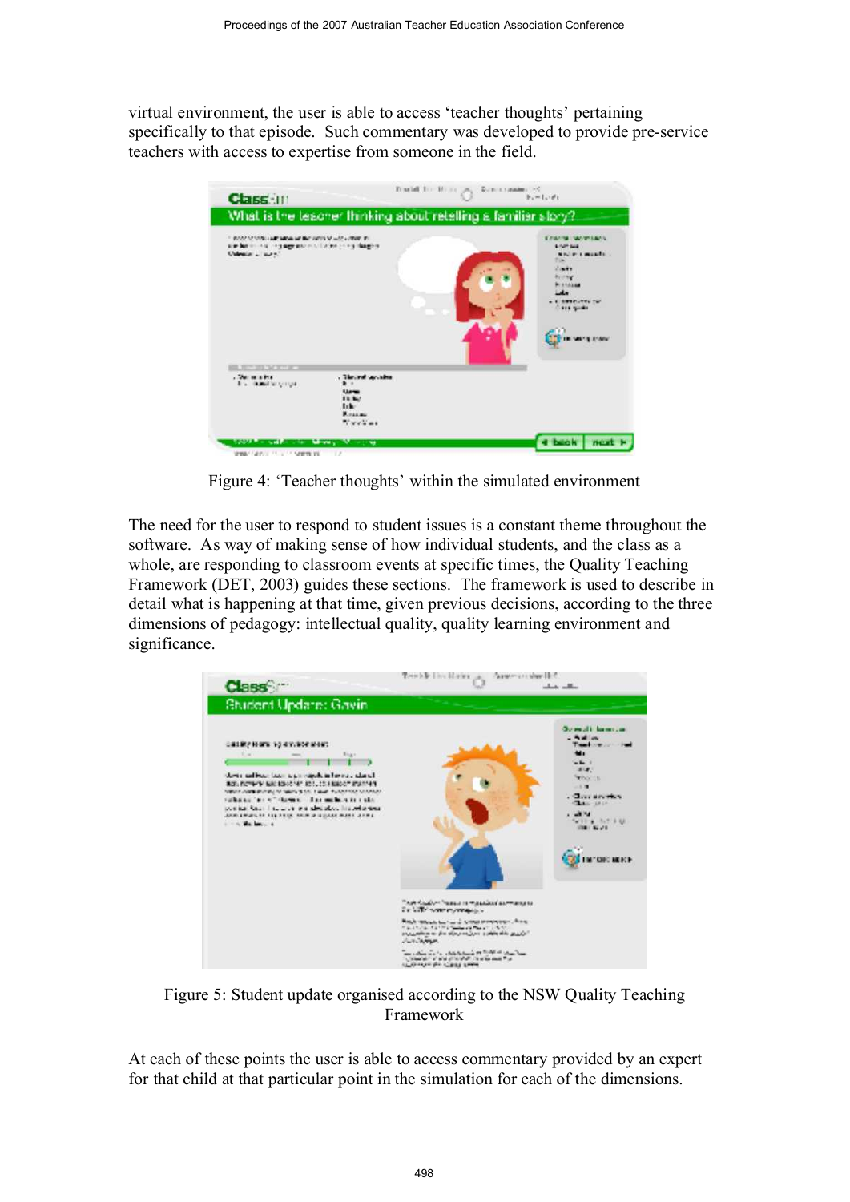virtual environment, the user is able to access 'teacher thoughts' pertaining specifically to that episode. Such commentary was developed to provide pre-service teachers with access to expertise from someone in the field.

Figure 4: 'Teacher thoughts' within the simulated environment

The need for the user to respond to student issues is a constant theme throughout the software. As way of making sense of how individual students, and the class as a whole, are responding to classroom events at specific times, the Quality Teaching Framework (DET, 2003) guides these sections. The framework is used to describe in detail what is happening at that time, given previous decisions, according to the three dimensions of pedagogy: intellectual quality, quality learning environment and significance.

Figure 5: Student update organised according to the NSW Quality Teaching Framework

At each of these points the user is able to access commentary provided by an expert for that child at that particular point in the simulation for each of the dimensions.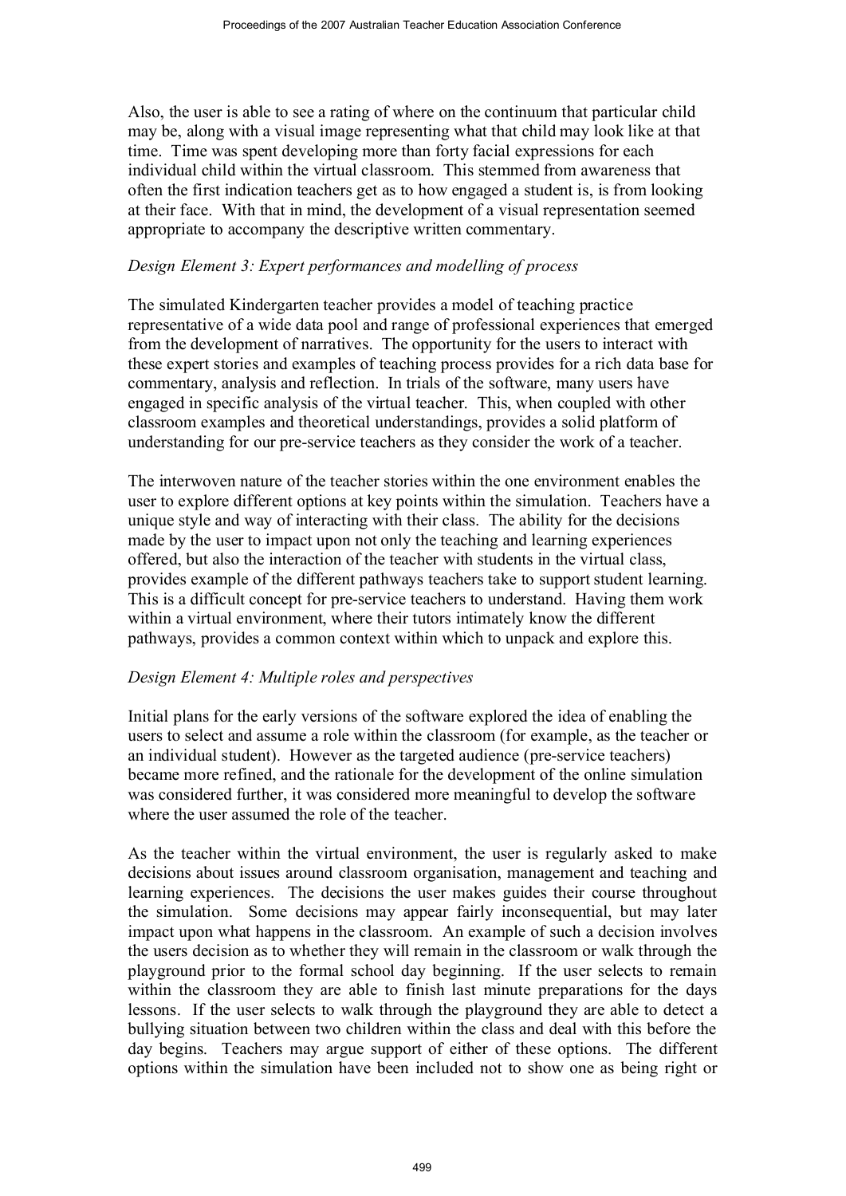Also, the user is able to see a rating of where on the continuum that particular child may be, along with a visual image representing what that child may look like at that time. Time was spent developing more than forty facial expressions for each individual child within the virtual classroom. This stemmed from awareness that often the first indication teachers get as to how engaged a student is, is from looking at their face. With that in mind, the development of a visual representation seemed appropriate to accompany the descriptive written commentary.

*Design Element 3: Expert performances and modelling of process*

The simulated Kindergarten teacher provides a model of teaching practice representative of a wide data pool and range of professional experiences that emerged from the development of narratives. The opportunity for the users to interact with these expert stories and examples of teaching process provides for a rich data base for commentary, analysis and reflection. In trials of the software, many users have engaged in specific analysis of the virtual teacher. This, when coupled with other classroom examples and theoretical understandings, provides a solid platform of understanding for our pre-service teachers as they consider the work of a teacher.

The interwoven nature of the teacher stories within the one environment enables the user to explore different options at key points within the simulation. Teachers have a unique style and way of interacting with their class. The ability for the decisions made by the user to impact upon not only the teaching and learning experiences offered, but also the interaction of the teacher with students in the virtual class, provides example of the different pathways teachers take to support student learning. This is a difficult concept for pre-service teachers to understand. Having them work within a virtual environment, where their tutors intimately know the different pathways, provides a common context within which to unpack and explore this.

*Design Element 4: Multiple roles and perspectives*

Initial plans for the early versions of the software explored the idea of enabling the users to select and assume a role within the classroom (for example, as the teacher or an individual student). However as the targeted audience (pre-service teachers) became more refined, and the rationale for the development of the online simulation was considered further, it was considered more meaningful to develop the software where the user assumed the role of the teacher.

As the teacher within the virtual environment, the user is regularly asked to make decisions about issues around classroom organisation, management and teaching and learning experiences. The decisions the user makes guides their course throughout the simulation. Some decisions may appear fairly inconsequential, but may later impact upon what happens in the classroom. An example of such a decision involves the users decision as to whether they will remain in the classroom or walk through the playground prior to the formal school day beginning. If the user selects to remain within the classroom they are able to finish last minute preparations for the days lessons. If the user selects to walk through the playground they are able to detect a bullying situation between two children within the class and deal with this before the day begins. Teachers may argue support of either of these options. The different options within the simulation have been included not to show one as being right or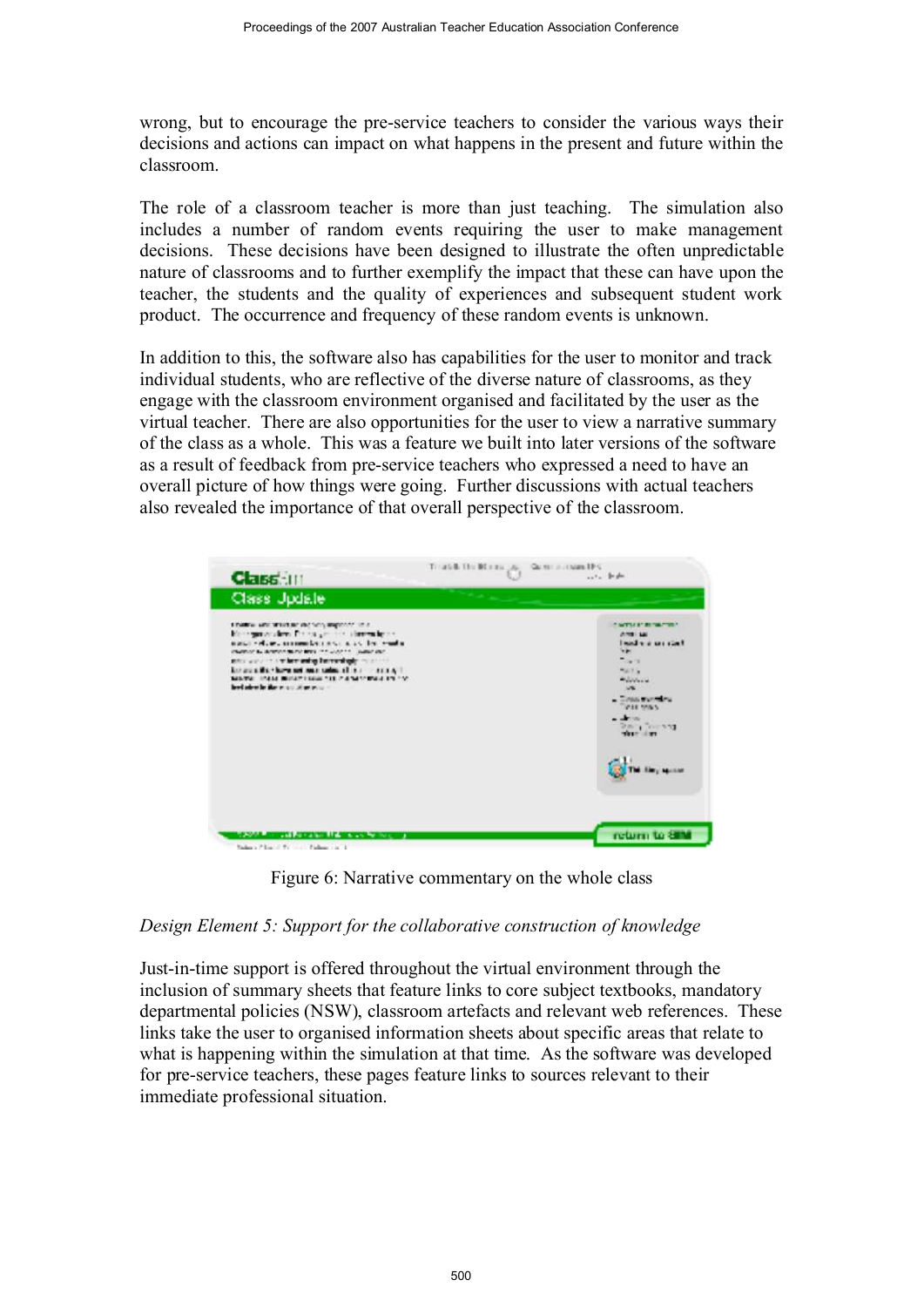wrong, but to encourage the pre-service teachers to consider the various ways their decisions and actions can impact on what happens in the present and future within the classroom.

The role of a classroom teacher is more than just teaching. The simulation also includes a number of random events requiring the user to make management decisions. These decisions have been designed to illustrate the often unpredictable nature of classrooms and to further exemplify the impact that these can have upon the teacher, the students and the quality of experiences and subsequent student work product. The occurrence and frequency of these random events is unknown.

In addition to this, the software also has capabilities for the user to monitor and track individual students, who are reflective of the diverse nature of classrooms, as they engage with the classroom environment organised and facilitated by the user as the virtual teacher. There are also opportunities for the user to view a narrative summary of the class as a whole. This was a feature we built into later versions of the software as a result of feedback from pre-service teachers who expressed a need to have an overall picture of how things were going. Further discussions with actual teachers also revealed the importance of that overall perspective of the classroom.

Figure 6: Narrative commentary on the whole class

*Design Element 5: Support for the collaborative construction of knowledge*

Just-in-time support is offered throughout the virtual environment through the inclusion of summary sheets that feature links to core subject textbooks, mandatory departmental policies (NSW), classroom artefacts and relevant web references. These links take the user to organised information sheets about specific areas that relate to what is happening within the simulation at that time. As the software was developed for pre-service teachers, these pages feature links to sources relevant to their immediate professional situation.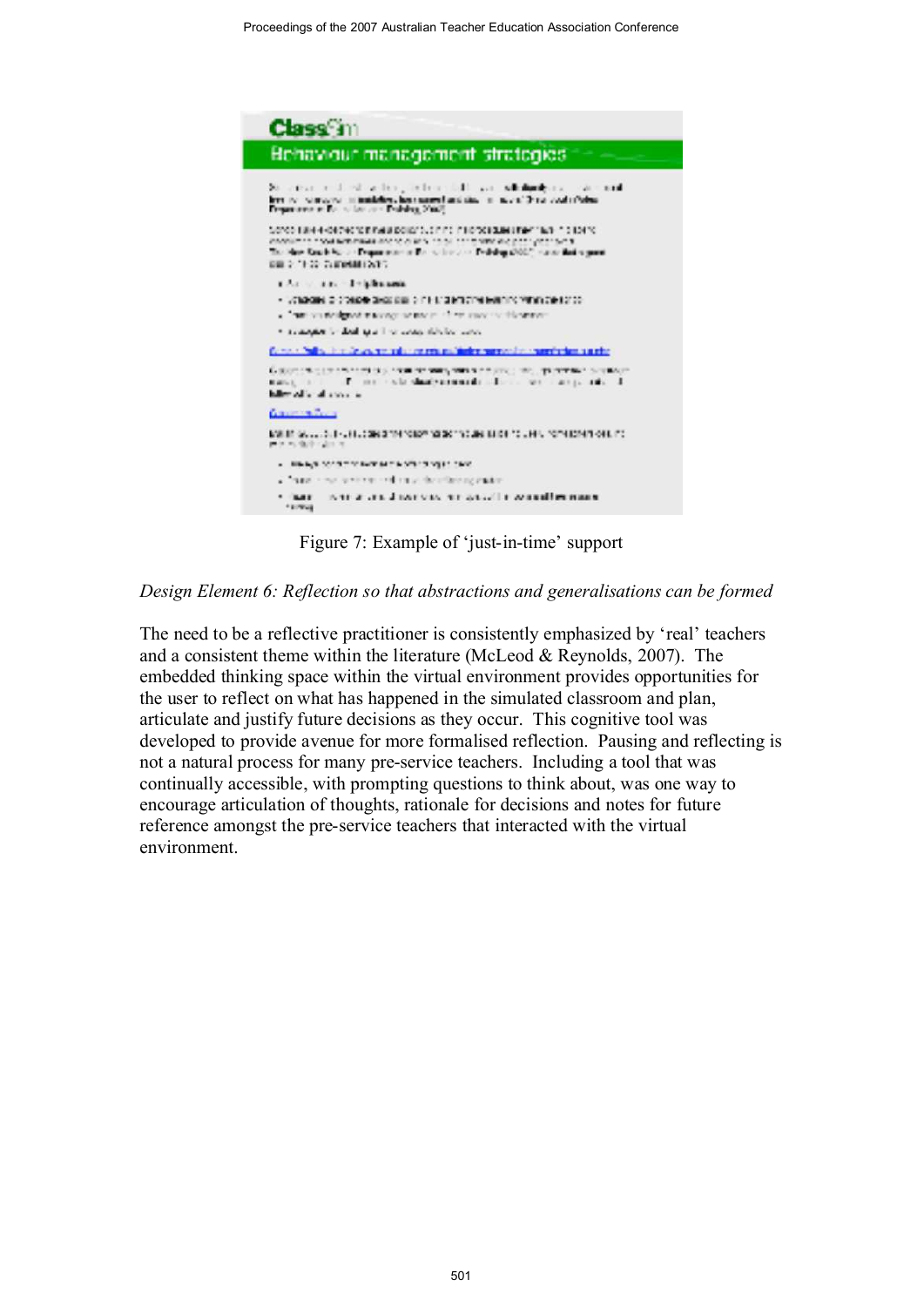Figure 7: Example of ‘just-in-time’ support

*Design Element 6: Reflection so that abstractions and generalisations can be formed*

The need to be a reflective practitioner is consistently emphasized by ‘real’ teachers and a consistent theme within the literature (McLeod & Reynolds, 2007). The embedded thinking space within the virtual environment provides opportunities for the user to reflect on what has happened in the simulated classroom and plan, articulate and justify future decisions as they occur. This cognitive tool was developed to provide avenue for more formalised reflection. Pausing and reflecting is not a natural process for many pre-service teachers. Including a tool that was continually accessible, with prompting questions to think about, was one way to encourage articulation of thoughts, rationale for decisions and notes for future reference amongst the pre-service teachers that interacted with the virtual environment.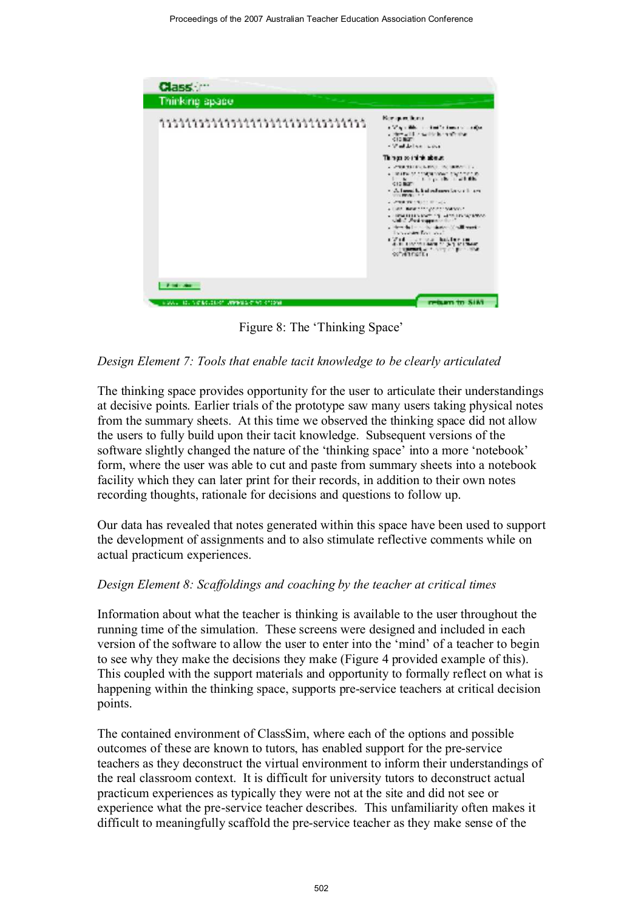Figure 8: The 'Thinking Space'

*Design Element 7: Tools that enable tacit knowledge to be clearly articulated*

The thinking space provides opportunity for the user to articulate their understandings at decisive points. Earlier trials of the prototype saw many users taking physical notes from the summary sheets. At this time we observed the thinking space did not allow the users to fully build upon their tacit knowledge. Subsequent versions of the software slightly changed the nature of the 'thinking space' into a more 'notebook' form, where the user was able to cut and paste from summary sheets into a notebook facility which they can later print for their records, in addition to their own notes recording thoughts, rationale for decisions and questions to follow up.

Our data has revealed that notes generated within this space have been used to support the development of assignments and to also stimulate reflective comments while on actual practicum experiences.

*Design Element 8: Scaffoldings and coaching by the teacher at critical times*

Information about what the teacher is thinking is available to the user throughout the running time of the simulation. These screens were designed and included in each version of the software to allow the user to enter into the 'mind' of a teacher to begin to see why they make the decisions they make (Figure 4 provided example of this). This coupled with the support materials and opportunity to formally reflect on what is happening within the thinking space, supports pre-service teachers at critical decision points.

The contained environment of ClassSim, where each of the options and possible outcomes of these are known to tutors, has enabled support for the pre-service teachers as they deconstruct the virtual environment to inform their understandings of the real classroom context. It is difficult for university tutors to deconstruct actual practicum experiences as typically they were not at the site and did not see or experience what the pre-service teacher describes. This unfamiliarity often makes it difficult to meaningfully scaffold the pre-service teacher as they make sense of the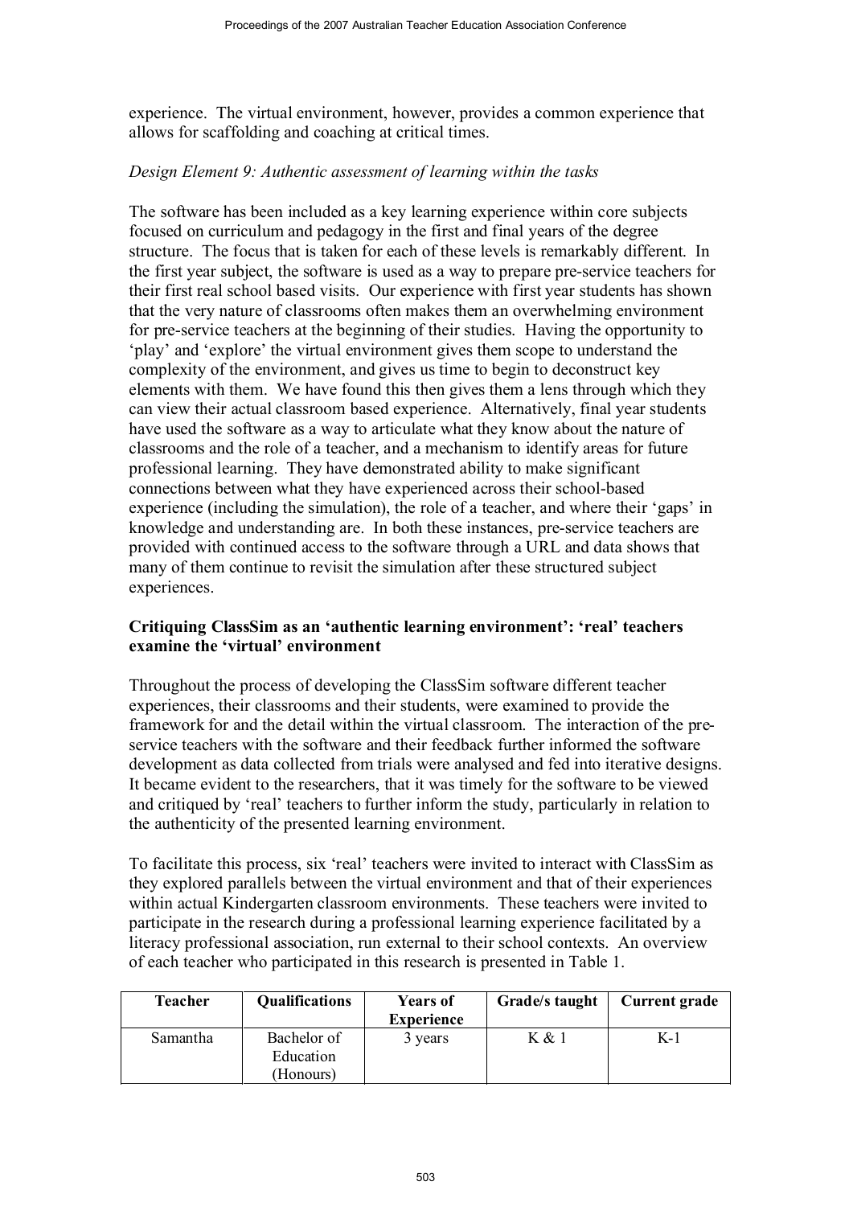experience. The virtual environment, however, provides a common experience that allows for scaffolding and coaching at critical times.

*Design Element 9: Authentic assessment of learning within the tasks*

The software has been included as a key learning experience within core subjects focused on curriculum and pedagogy in the first and final years of the degree structure. The focus that is taken for each of these levels is remarkably different. In the first year subject, the software is used as a way to prepare pre-service teachers for their first real school based visits. Our experience with first year students has shown that the very nature of classrooms often makes them an overwhelming environment for pre-service teachers at the beginning of their studies. Having the opportunity to 'play' and 'explore' the virtual environment gives them scope to understand the complexity of the environment, and gives us time to begin to deconstruct key elements with them. We have found this then gives them a lens through which they can view their actual classroom based experience. Alternatively, final year students have used the software as a way to articulate what they know about the nature of classrooms and the role of a teacher, and a mechanism to identify areas for future professional learning. They have demonstrated ability to make significant connections between what they have experienced across their school-based experience (including the simulation), the role of a teacher, and where their 'gaps' in knowledge and understanding are. In both these instances, pre-service teachers are provided with continued access to the software through a URL and data shows that many of them continue to revisit the simulation after these structured subject experiences.

**Critiquing ClassSim as an 'authentic learning environment': 'real' teachers examine the 'virtual' environment**

Throughout the process of developing the ClassSim software different teacher experiences, their classrooms and their students, were examined to provide the framework for and the detail within the virtual classroom. The interaction of the pre-service teachers with the software and their feedback further informed the software development as data collected from trials were analysed and fed into iterative designs. It became evident to the researchers, that it was timely for the software to be viewed and critiqued by 'real' teachers to further inform the study, particularly in relation to the authenticity of the presented learning environment.

To facilitate this process, six 'real' teachers were invited to interact with ClassSim as they explored parallels between the virtual environment and that of their experiences within actual Kindergarten classroom environments. These teachers were invited to participate in the research during a professional learning experience facilitated by a literacy professional association, run external to their school contexts. An overview of each teacher who participated in this research is presented in Table 1.

| Teacher | Qualifications | Years of Experience | Grade/s taught | Current grade |
|---|---|---|---|---|
| Samantha | Bachelor of Education (Honours) | 3 years | K & 1 | K-1 |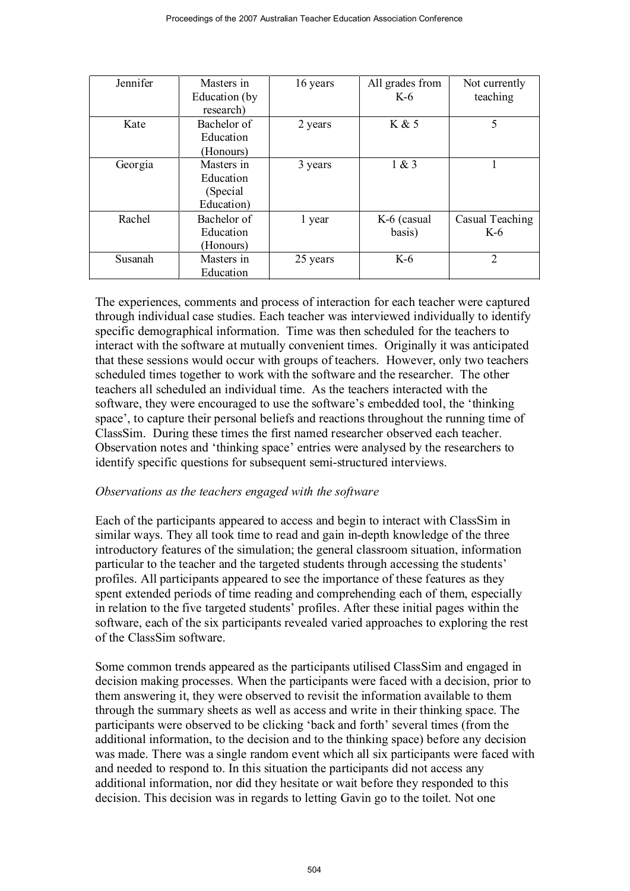| Jennifer | Masters in Education (by research) | 16 years | All grades from K-6 | Not currently teaching |
|---|---|---|---|---|
| Kate | Bachelor of Education (Honours) | 2 years | K & 5 | 5 |
| Georgia | Masters in Education (Special Education) | 3 years | 1 & 3 | 1 |
| Rachel | Bachelor of Education (Honours) | 1 year | K-6 (casual basis) | Casual Teaching K-6 |
| Susanah | Masters in Education | 25 years | K-6 | 2 |

The experiences, comments and process of interaction for each teacher were captured through individual case studies. Each teacher was interviewed individually to identify specific demographical information. Time was then scheduled for the teachers to interact with the software at mutually convenient times. Originally it was anticipated that these sessions would occur with groups of teachers. However, only two teachers scheduled times together to work with the software and the researcher. The other teachers all scheduled an individual time. As the teachers interacted with the software, they were encouraged to use the software's embedded tool, the 'thinking space', to capture their personal beliefs and reactions throughout the running time of ClassSim. During these times the first named researcher observed each teacher. Observation notes and 'thinking space' entries were analysed by the researchers to identify specific questions for subsequent semi-structured interviews.

*Observations as the teachers engaged with the software*

Each of the participants appeared to access and begin to interact with ClassSim in similar ways. They all took time to read and gain in-depth knowledge of the three introductory features of the simulation; the general classroom situation, information particular to the teacher and the targeted students through accessing the students' profiles. All participants appeared to see the importance of these features as they spent extended periods of time reading and comprehending each of them, especially in relation to the five targeted students' profiles. After these initial pages within the software, each of the six participants revealed varied approaches to exploring the rest of the ClassSim software.

Some common trends appeared as the participants utilised ClassSim and engaged in decision making processes. When the participants were faced with a decision, prior to them answering it, they were observed to revisit the information available to them through the summary sheets as well as access and write in their thinking space. The participants were observed to be clicking 'back and forth' several times (from the additional information, to the decision and to the thinking space) before any decision was made. There was a single random event which all six participants were faced with and needed to respond to. In this situation the participants did not access any additional information, nor did they hesitate or wait before they responded to this decision. This decision was in regards to letting Gavin go to the toilet. Not one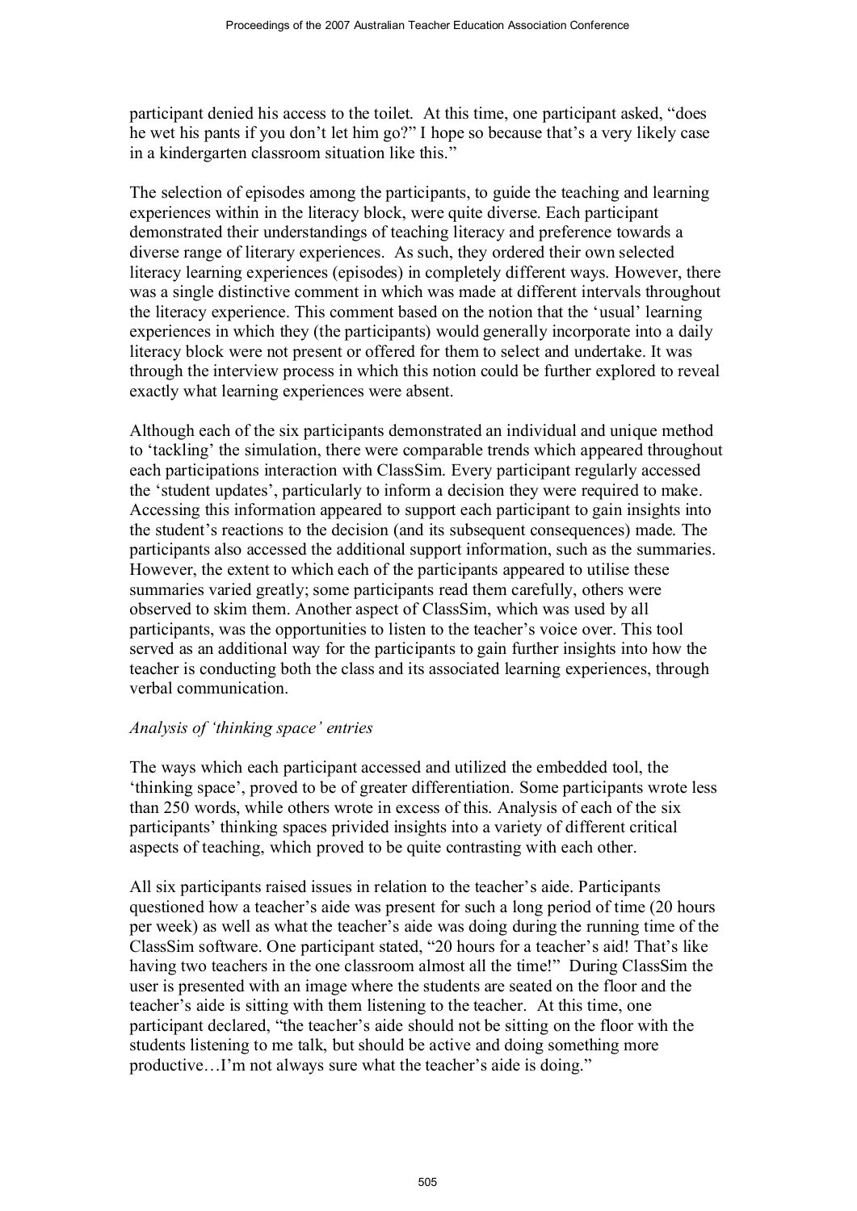participant denied his access to the toilet. At this time, one participant asked, "does he wet his pants if you don't let him go?" I hope so because that's a very likely case in a kindergarten classroom situation like this."

The selection of episodes among the participants, to guide the teaching and learning experiences within in the literacy block, were quite diverse. Each participant demonstrated their understandings of teaching literacy and preference towards a diverse range of literary experiences. As such, they ordered their own selected literacy learning experiences (episodes) in completely different ways. However, there was a single distinctive comment in which was made at different intervals throughout the literacy experience. This comment based on the notion that the 'usual' learning experiences in which they (the participants) would generally incorporate into a daily literacy block were not present or offered for them to select and undertake. It was through the interview process in which this notion could be further explored to reveal exactly what learning experiences were absent.

Although each of the six participants demonstrated an individual and unique method to 'tackling' the simulation, there were comparable trends which appeared throughout each participations interaction with ClassSim. Every participant regularly accessed the 'student updates', particularly to inform a decision they were required to make. Accessing this information appeared to support each participant to gain insights into the student's reactions to the decision (and its subsequent consequences) made. The participants also accessed the additional support information, such as the summaries. However, the extent to which each of the participants appeared to utilise these summaries varied greatly; some participants read them carefully, others were observed to skim them. Another aspect of ClassSim, which was used by all participants, was the opportunities to listen to the teacher's voice over. This tool served as an additional way for the participants to gain further insights into how the teacher is conducting both the class and its associated learning experiences, through verbal communication.

*Analysis of 'thinking space' entries*

The ways which each participant accessed and utilized the embedded tool, the 'thinking space', proved to be of greater differentiation. Some participants wrote less than 250 words, while others wrote in excess of this. Analysis of each of the six participants' thinking spaces privided insights into a variety of different critical aspects of teaching, which proved to be quite contrasting with each other.

All six participants raised issues in relation to the teacher's aide. Participants questioned how a teacher's aide was present for such a long period of time (20 hours per week) as well as what the teacher's aide was doing during the running time of the ClassSim software. One participant stated, "20 hours for a teacher's aid! That's like having two teachers in the one classroom almost all the time!" During ClassSim the user is presented with an image where the students are seated on the floor and the teacher's aide is sitting with them listening to the teacher. At this time, one participant declared, "the teacher's aide should not be sitting on the floor with the students listening to me talk, but should be active and doing something more productive…I'm not always sure what the teacher's aide is doing."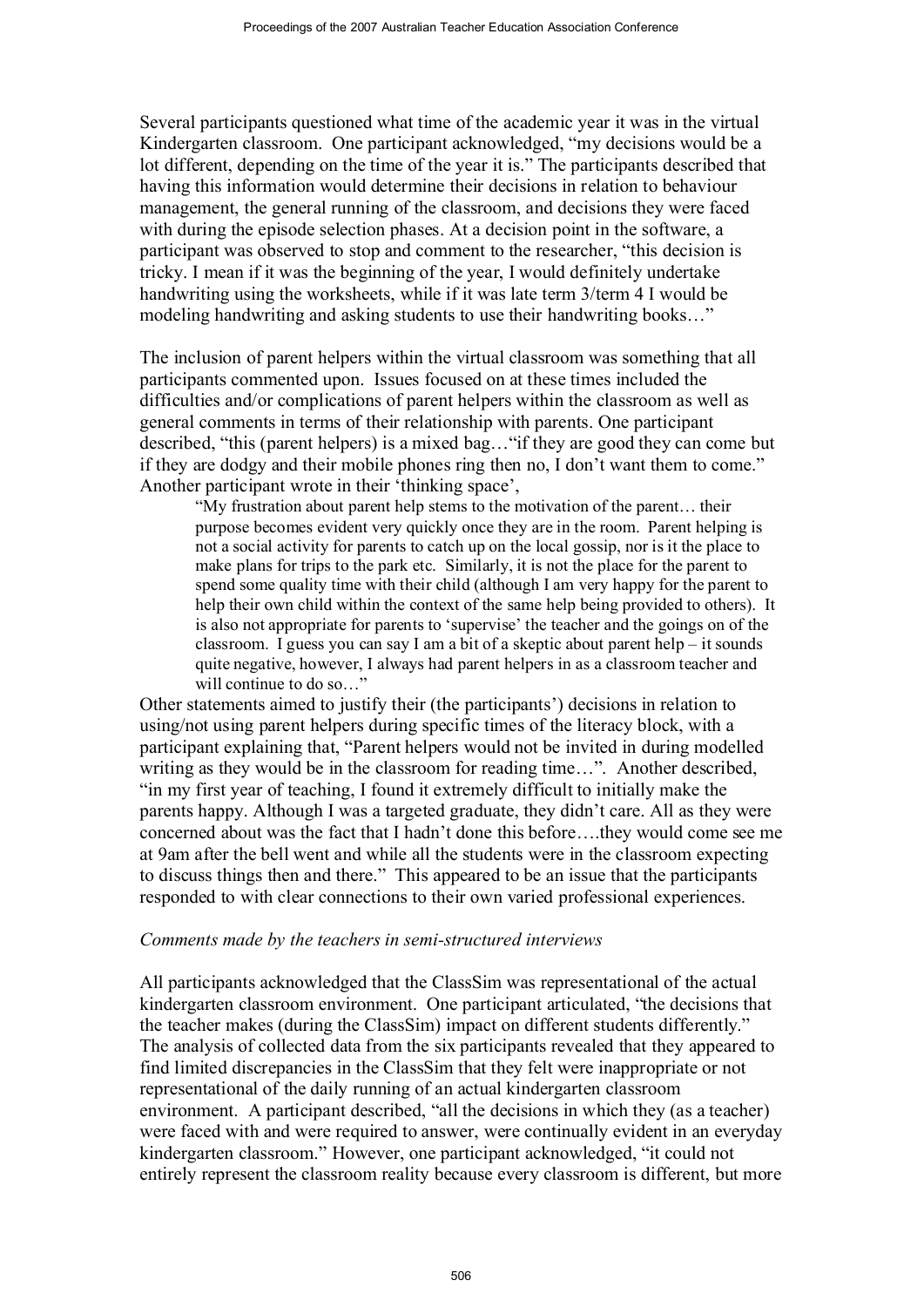Several participants questioned what time of the academic year it was in the virtual Kindergarten classroom. One participant acknowledged, "my decisions would be a lot different, depending on the time of the year it is." The participants described that having this information would determine their decisions in relation to behaviour management, the general running of the classroom, and decisions they were faced with during the episode selection phases. At a decision point in the software, a participant was observed to stop and comment to the researcher, "this decision is tricky. I mean if it was the beginning of the year, I would definitely undertake handwriting using the worksheets, while if it was late term 3/term 4 I would be modeling handwriting and asking students to use their handwriting books…"

The inclusion of parent helpers within the virtual classroom was something that all participants commented upon. Issues focused on at these times included the difficulties and/or complications of parent helpers within the classroom as well as general comments in terms of their relationship with parents. One participant described, "this (parent helpers) is a mixed bag…"if they are good they can come but if they are dodgy and their mobile phones ring then no, I don't want them to come." Another participant wrote in their 'thinking space',

> "My frustration about parent help stems to the motivation of the parent… their purpose becomes evident very quickly once they are in the room. Parent helping is not a social activity for parents to catch up on the local gossip, nor is it the place to make plans for trips to the park etc. Similarly, it is not the place for the parent to spend some quality time with their child (although I am very happy for the parent to help their own child within the context of the same help being provided to others). It is also not appropriate for parents to 'supervise' the teacher and the goings on of the classroom. I guess you can say I am a bit of a skeptic about parent help – it sounds quite negative, however, I always had parent helpers in as a classroom teacher and will continue to do so…"

Other statements aimed to justify their (the participants') decisions in relation to using/not using parent helpers during specific times of the literacy block, with a participant explaining that, "Parent helpers would not be invited in during modelled writing as they would be in the classroom for reading time…". Another described, "in my first year of teaching, I found it extremely difficult to initially make the parents happy. Although I was a targeted graduate, they didn't care. All as they were concerned about was the fact that I hadn't done this before….they would come see me at 9am after the bell went and while all the students were in the classroom expecting to discuss things then and there." This appeared to be an issue that the participants responded to with clear connections to their own varied professional experiences.

*Comments made by the teachers in semi-structured interviews*

All participants acknowledged that the ClassSim was representational of the actual kindergarten classroom environment. One participant articulated, "the decisions that the teacher makes (during the ClassSim) impact on different students differently." The analysis of collected data from the six participants revealed that they appeared to find limited discrepancies in the ClassSim that they felt were inappropriate or not representational of the daily running of an actual kindergarten classroom environment. A participant described, "all the decisions in which they (as a teacher) were faced with and were required to answer, were continually evident in an everyday kindergarten classroom." However, one participant acknowledged, "it could not entirely represent the classroom reality because every classroom is different, but more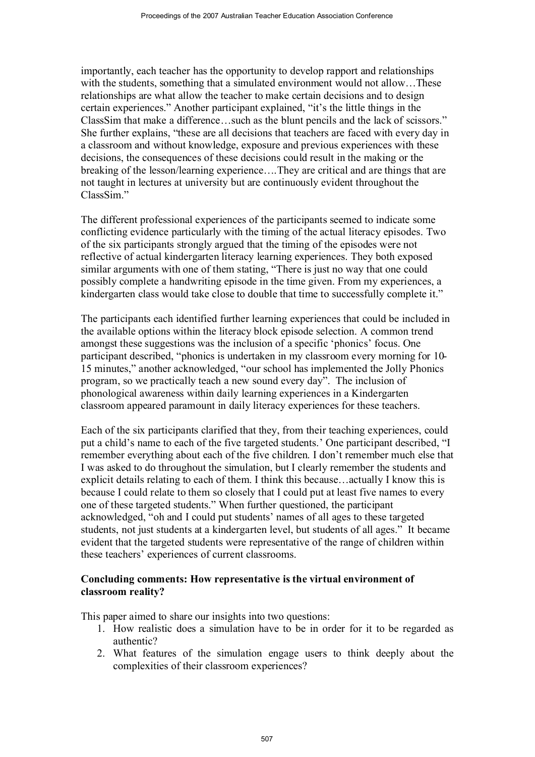importantly, each teacher has the opportunity to develop rapport and relationships with the students, something that a simulated environment would not allow…These relationships are what allow the teacher to make certain decisions and to design certain experiences." Another participant explained, "it's the little things in the ClassSim that make a difference…such as the blunt pencils and the lack of scissors." She further explains, "these are all decisions that teachers are faced with every day in a classroom and without knowledge, exposure and previous experiences with these decisions, the consequences of these decisions could result in the making or the breaking of the lesson/learning experience….They are critical and are things that are not taught in lectures at university but are continuously evident throughout the ClassSim."

The different professional experiences of the participants seemed to indicate some conflicting evidence particularly with the timing of the actual literacy episodes. Two of the six participants strongly argued that the timing of the episodes were not reflective of actual kindergarten literacy learning experiences. They both exposed similar arguments with one of them stating, "There is just no way that one could possibly complete a handwriting episode in the time given. From my experiences, a kindergarten class would take close to double that time to successfully complete it."

The participants each identified further learning experiences that could be included in the available options within the literacy block episode selection. A common trend amongst these suggestions was the inclusion of a specific 'phonics' focus. One participant described, "phonics is undertaken in my classroom every morning for 10-15 minutes," another acknowledged, "our school has implemented the Jolly Phonics program, so we practically teach a new sound every day". The inclusion of phonological awareness within daily learning experiences in a Kindergarten classroom appeared paramount in daily literacy experiences for these teachers.

Each of the six participants clarified that they, from their teaching experiences, could put a child's name to each of the five targeted students.' One participant described, "I remember everything about each of the five children. I don't remember much else that I was asked to do throughout the simulation, but I clearly remember the students and explicit details relating to each of them. I think this because…actually I know this is because I could relate to them so closely that I could put at least five names to every one of these targeted students." When further questioned, the participant acknowledged, "oh and I could put students' names of all ages to these targeted students, not just students at a kindergarten level, but students of all ages." It became evident that the targeted students were representative of the range of children within these teachers' experiences of current classrooms.

**Concluding comments: How representative is the virtual environment of classroom reality?**

This paper aimed to share our insights into two questions:

1. How realistic does a simulation have to be in order for it to be regarded as authentic?
2. What features of the simulation engage users to think deeply about the complexities of their classroom experiences?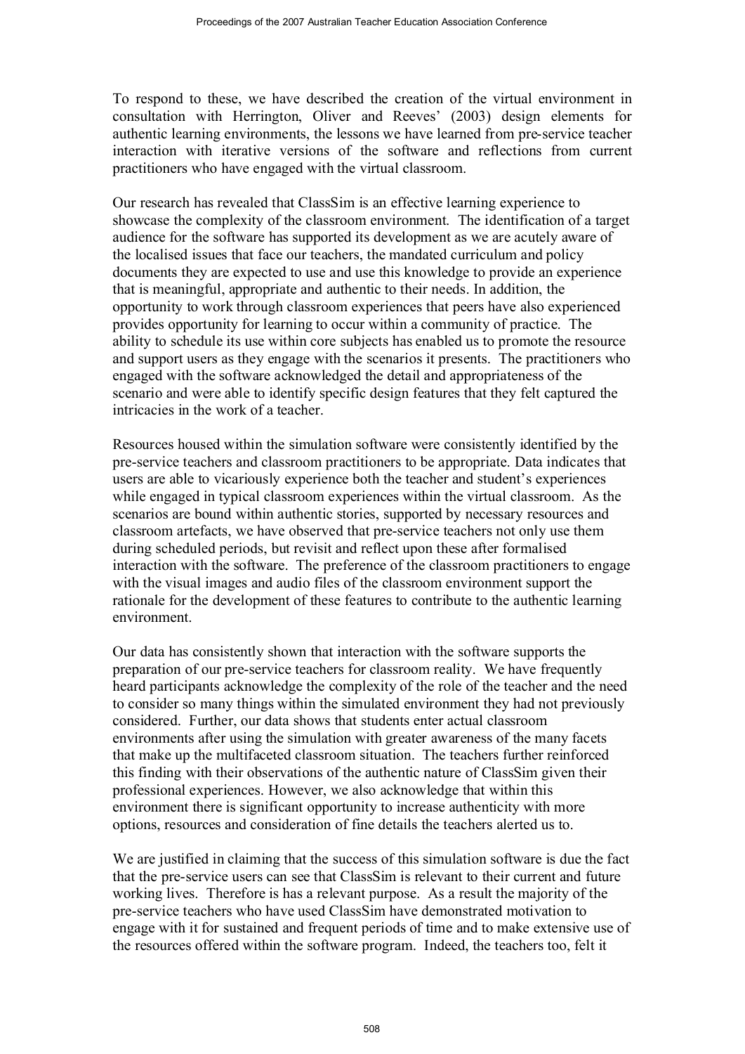To respond to these, we have described the creation of the virtual environment in consultation with Herrington, Oliver and Reeves' (2003) design elements for authentic learning environments, the lessons we have learned from pre-service teacher interaction with iterative versions of the software and reflections from current practitioners who have engaged with the virtual classroom.

Our research has revealed that ClassSim is an effective learning experience to showcase the complexity of the classroom environment. The identification of a target audience for the software has supported its development as we are acutely aware of the localised issues that face our teachers, the mandated curriculum and policy documents they are expected to use and use this knowledge to provide an experience that is meaningful, appropriate and authentic to their needs. In addition, the opportunity to work through classroom experiences that peers have also experienced provides opportunity for learning to occur within a community of practice. The ability to schedule its use within core subjects has enabled us to promote the resource and support users as they engage with the scenarios it presents. The practitioners who engaged with the software acknowledged the detail and appropriateness of the scenario and were able to identify specific design features that they felt captured the intricacies in the work of a teacher.

Resources housed within the simulation software were consistently identified by the pre-service teachers and classroom practitioners to be appropriate. Data indicates that users are able to vicariously experience both the teacher and student's experiences while engaged in typical classroom experiences within the virtual classroom. As the scenarios are bound within authentic stories, supported by necessary resources and classroom artefacts, we have observed that pre-service teachers not only use them during scheduled periods, but revisit and reflect upon these after formalised interaction with the software. The preference of the classroom practitioners to engage with the visual images and audio files of the classroom environment support the rationale for the development of these features to contribute to the authentic learning environment.

Our data has consistently shown that interaction with the software supports the preparation of our pre-service teachers for classroom reality. We have frequently heard participants acknowledge the complexity of the role of the teacher and the need to consider so many things within the simulated environment they had not previously considered. Further, our data shows that students enter actual classroom environments after using the simulation with greater awareness of the many facets that make up the multifaceted classroom situation. The teachers further reinforced this finding with their observations of the authentic nature of ClassSim given their professional experiences. However, we also acknowledge that within this environment there is significant opportunity to increase authenticity with more options, resources and consideration of fine details the teachers alerted us to.

We are justified in claiming that the success of this simulation software is due the fact that the pre-service users can see that ClassSim is relevant to their current and future working lives. Therefore is has a relevant purpose. As a result the majority of the pre-service teachers who have used ClassSim have demonstrated motivation to engage with it for sustained and frequent periods of time and to make extensive use of the resources offered within the software program. Indeed, the teachers too, felt it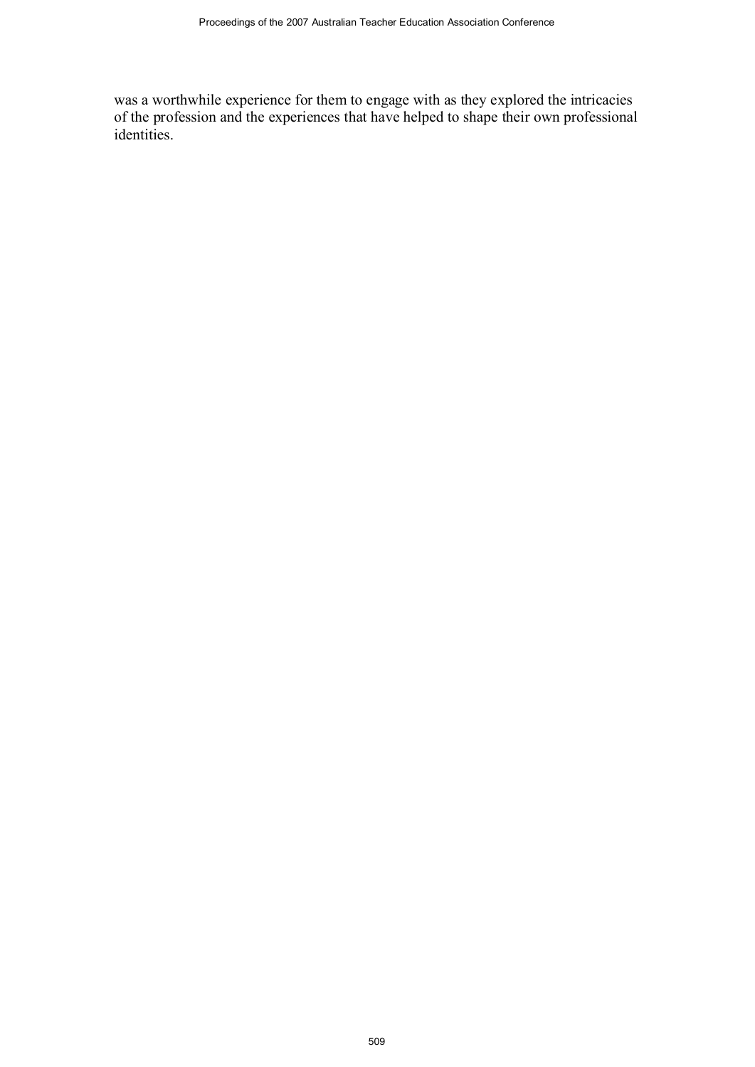was a worthwhile experience for them to engage with as they explored the intricacies of the profession and the experiences that have helped to shape their own professional identities.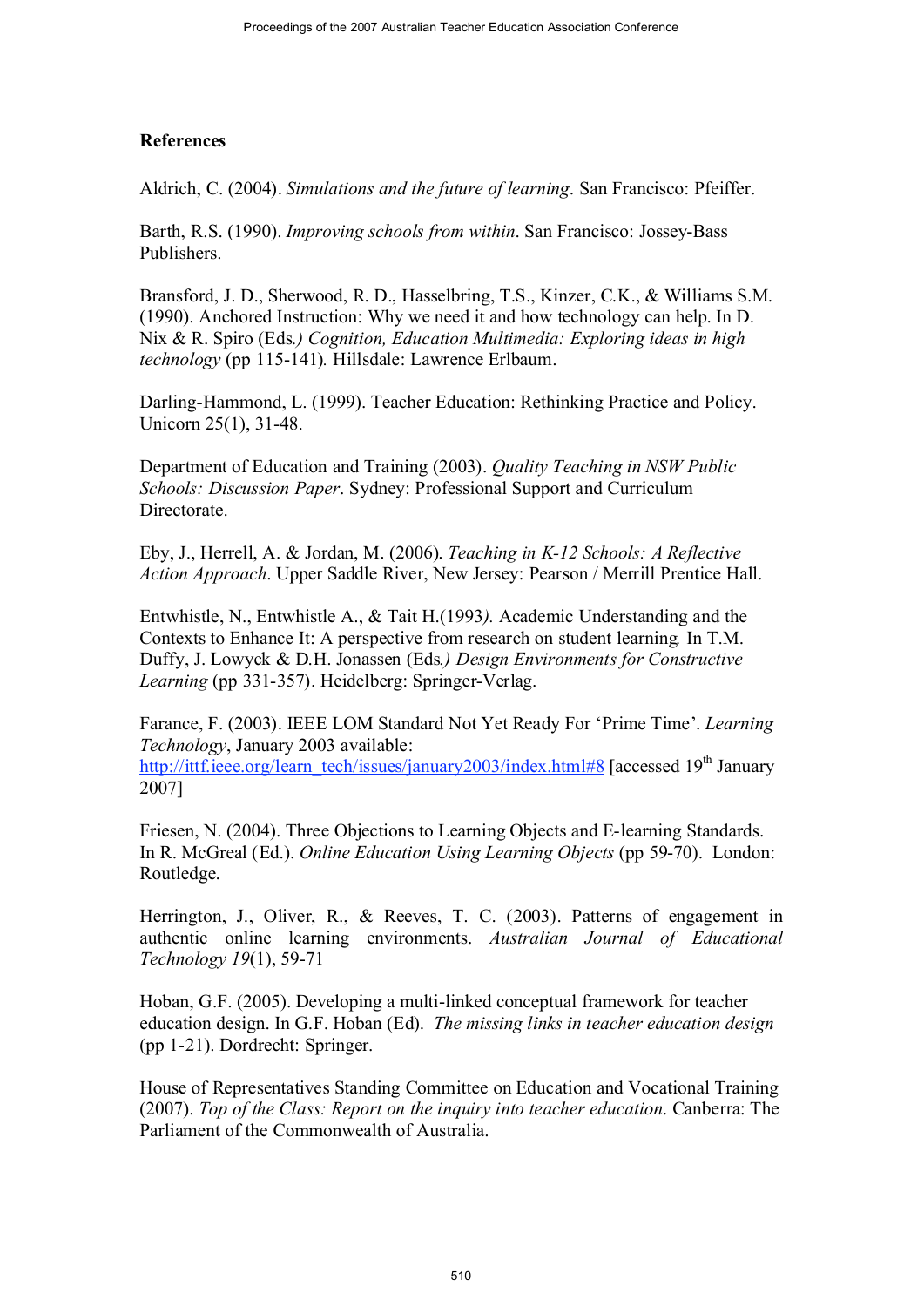**References**

Aldrich, C. (2004). *Simulations and the future of learning*. San Francisco: Pfeiffer.

Barth, R.S. (1990). *Improving schools from within*. San Francisco: Jossey-Bass Publishers.

Bransford, J. D., Sherwood, R. D., Hasselbring, T.S., Kinzer, C.K., & Williams S.M. (1990). Anchored Instruction: Why we need it and how technology can help. In D. Nix & R. Spiro (Eds*.) Cognition, Education Multimedia: Exploring ideas in high technology* (pp 115-141)*.* Hillsdale: Lawrence Erlbaum.

Darling-Hammond, L. (1999). Teacher Education: Rethinking Practice and Policy. Unicorn 25(1), 31-48.

Department of Education and Training (2003). *Quality Teaching in NSW Public Schools: Discussion Paper*. Sydney: Professional Support and Curriculum Directorate.

Eby, J., Herrell, A. & Jordan, M. (2006). *Teaching in K-12 Schools: A Reflective Action Approach*. Upper Saddle River, New Jersey: Pearson / Merrill Prentice Hall.

Entwhistle, N., Entwhistle A., & Tait H.(1993*).* Academic Understanding and the Contexts to Enhance It: A perspective from research on student learning*.* In T.M. Duffy, J. Lowyck & D.H. Jonassen (Eds*.) Design Environments for Constructive Learning* (pp 331-357). Heidelberg: Springer-Verlag.

Farance, F. (2003). IEEE LOM Standard Not Yet Ready For 'Prime Time'. *Learning Technology*, January 2003 available: http://ittf.ieee.org/learn_tech/issues/january2003/index.html#8 [accessed 19th January 2007]

Friesen, N. (2004). Three Objections to Learning Objects and E-learning Standards. In R. McGreal (Ed.). *Online Education Using Learning Objects* (pp 59-70). London: Routledge.

Herrington, J., Oliver, R., & Reeves, T. C. (2003). Patterns of engagement in authentic online learning environments. *Australian Journal of Educational Technology 19*(1), 59-71

Hoban, G.F. (2005). Developing a multi-linked conceptual framework for teacher education design. In G.F. Hoban (Ed). *The missing links in teacher education design* (pp 1-21). Dordrecht: Springer.

House of Representatives Standing Committee on Education and Vocational Training (2007). *Top of the Class: Report on the inquiry into teacher education*. Canberra: The Parliament of the Commonwealth of Australia.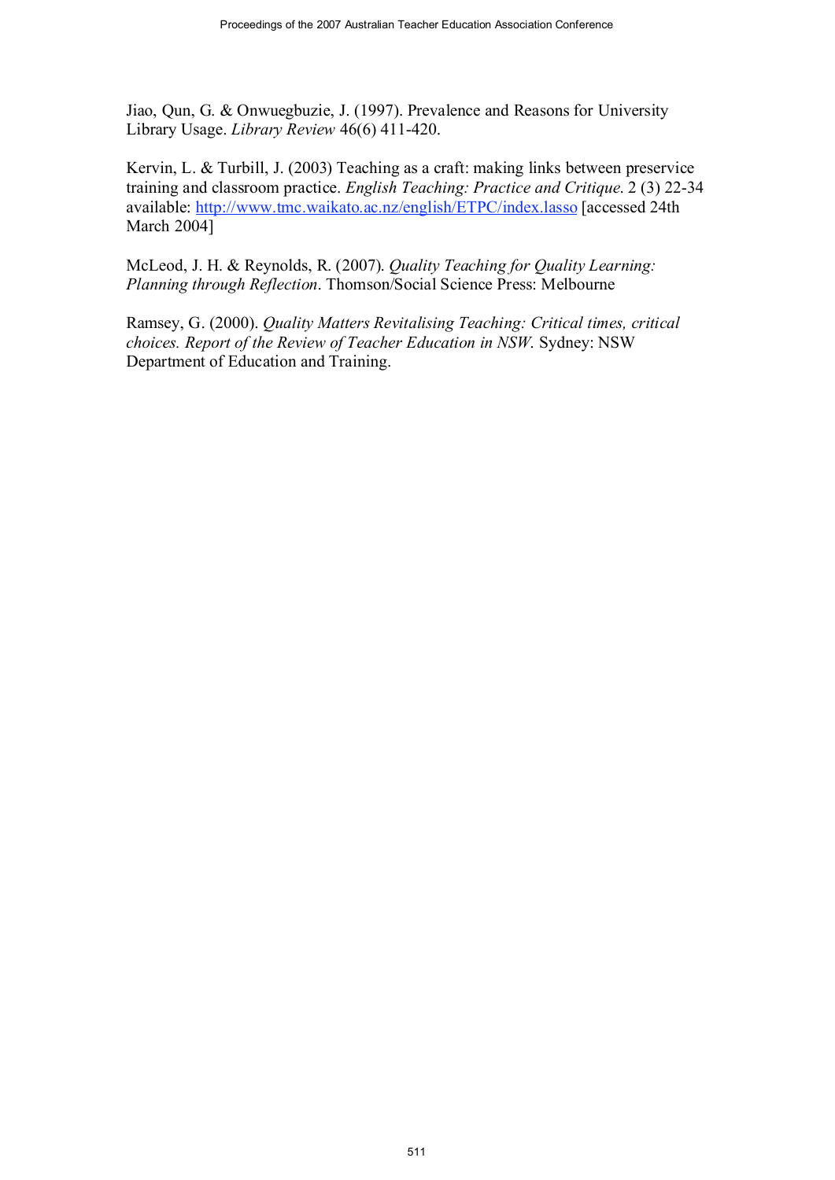Jiao, Qun, G. & Onwuegbuzie, J. (1997). Prevalence and Reasons for University Library Usage. *Library Review* 46(6) 411-420.

Kervin, L. & Turbill, J. (2003) Teaching as a craft: making links between preservice training and classroom practice. *English Teaching: Practice and Critique*. 2 (3) 22-34 available: http://www.tmc.waikato.ac.nz/english/ETPC/index.lasso [accessed 24th March 2004]

McLeod, J. H. & Reynolds, R. (2007). *Quality Teaching for Quality Learning: Planning through Reflection*. Thomson/Social Science Press: Melbourne

Ramsey, G. (2000). *Quality Matters Revitalising Teaching: Critical times, critical choices. Report of the Review of Teacher Education in NSW*. Sydney: NSW Department of Education and Training.